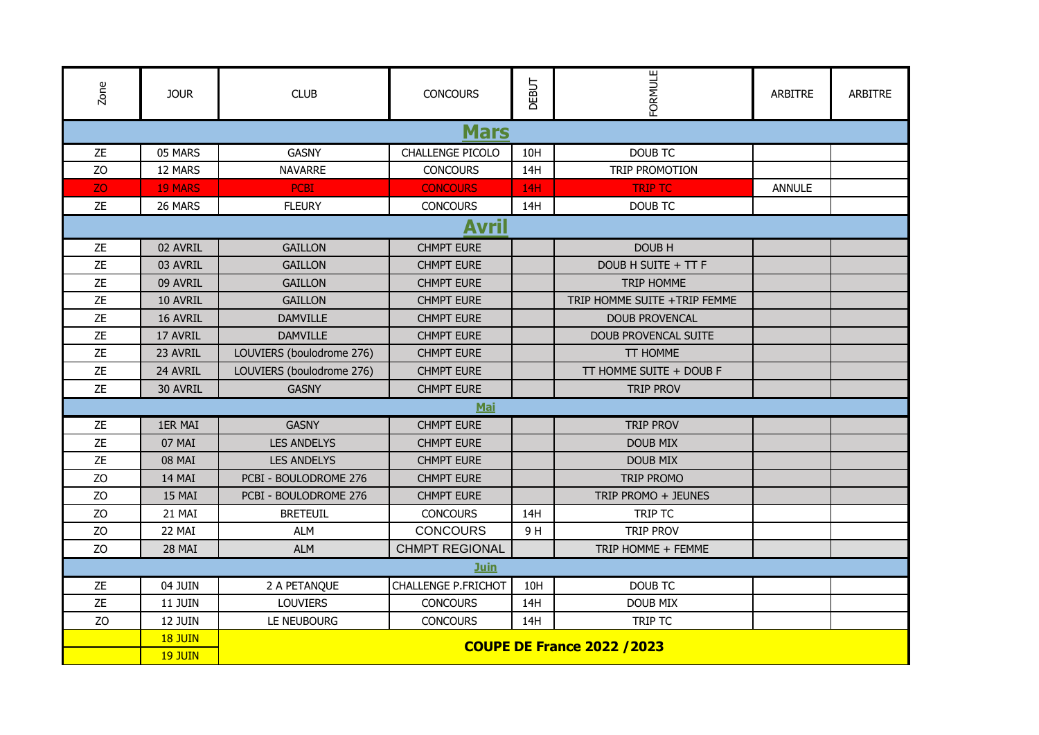| Zone | JOUR | CLUB | CONCOURS | DEBUT | FORMULE | ARBITRE | ARBITRE |
|---|---|---|---|---|---|---|---|
| **Mars** | | | | | | | |
| ZE | 05 MARS | GASNY | CHALLENGE PICOLO | 10H | DOUB TC | | |
| ZO | 12 MARS | NAVARRE | CONCOURS | 14H | TRIP PROMOTION | | |
| ZO | 19 MARS | PCBI | CONCOURS | 14H | TRIP TC | ANNULE | |
| ZE | 26 MARS | FLEURY | CONCOURS | 14H | DOUB TC | | |
| **Avril** | | | | | | | |
| ZE | 02 AVRIL | GAILLON | CHMPT EURE | | DOUB H | | |
| ZE | 03 AVRIL | GAILLON | CHMPT EURE | | DOUB H SUITE + TT F | | |
| ZE | 09 AVRIL | GAILLON | CHMPT EURE | | TRIP HOMME | | |
| ZE | 10 AVRIL | GAILLON | CHMPT EURE | | TRIP HOMME SUITE +TRIP FEMME | | |
| ZE | 16 AVRIL | DAMVILLE | CHMPT EURE | | DOUB PROVENCAL | | |
| ZE | 17 AVRIL | DAMVILLE | CHMPT EURE | | DOUB PROVENCAL SUITE | | |
| ZE | 23 AVRIL | LOUVIERS (boulodrome 276) | CHMPT EURE | | TT HOMME | | |
| ZE | 24 AVRIL | LOUVIERS (boulodrome 276) | CHMPT EURE | | TT HOMME SUITE + DOUB F | | |
| ZE | 30 AVRIL | GASNY | CHMPT EURE | | TRIP PROV | | |
| **Mai** | | | | | | | |
| ZE | 1ER MAI | GASNY | CHMPT EURE | | TRIP PROV | | |
| ZE | 07 MAI | LES ANDELYS | CHMPT EURE | | DOUB MIX | | |
| ZE | 08 MAI | LES ANDELYS | CHMPT EURE | | DOUB MIX | | |
| ZO | 14 MAI | PCBI - BOULODROME 276 | CHMPT EURE | | TRIP PROMO | | |
| ZO | 15 MAI | PCBI - BOULODROME 276 | CHMPT EURE | | TRIP PROMO + JEUNES | | |
| ZO | 21 MAI | BRETEUIL | CONCOURS | 14H | TRIP TC | | |
| ZO | 22 MAI | ALM | CONCOURS | 9 H | TRIP PROV | | |
| ZO | 28 MAI | ALM | CHMPT REGIONAL | | TRIP HOMME + FEMME | | |
| **Juin** | | | | | | | |
| ZE | 04 JUIN | 2 A PETANQUE | CHALLENGE P.FRICHOT | 10H | DOUB TC | | |
| ZE | 11 JUIN | LOUVIERS | CONCOURS | 14H | DOUB MIX | | |
| ZO | 12 JUIN | LE NEUBOURG | CONCOURS | 14H | TRIP TC | | |
| | 18 JUIN | **COUPE DE France 2022 / 2023** | | | | | |
| | 19 JUIN | | | | | | |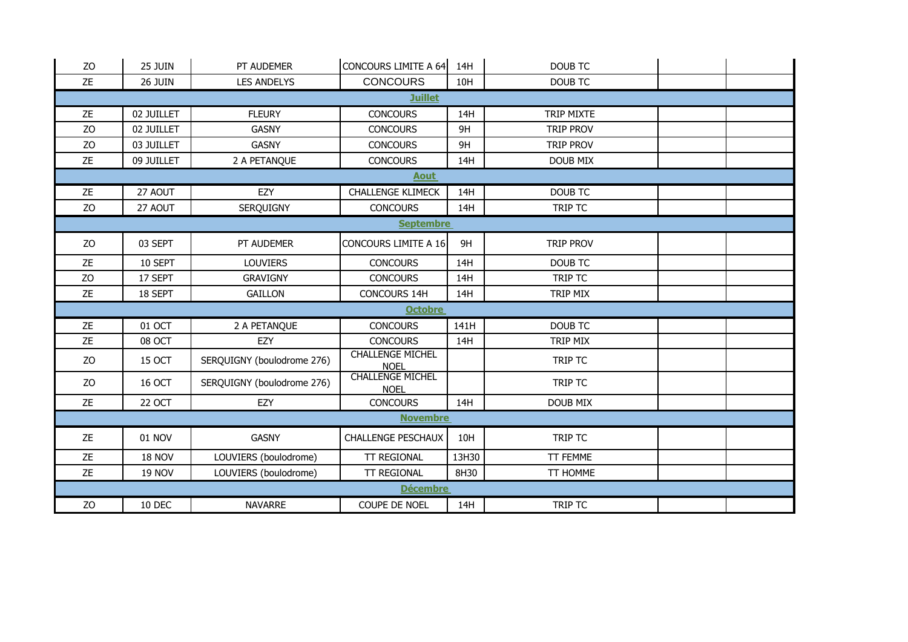| | | | | | | | |
|---|---|---|---|---|---|---|---|
| ZO | 25 JUIN | PT AUDEMER | CONCOURS LIMITE A 64 | 14H | DOUB TC | | |
| ZE | 26 JUIN | LES ANDELYS | CONCOURS | 10H | DOUB TC | | |
| **Juillet** | | | | | | | |
| ZE | 02 JUILLET | FLEURY | CONCOURS | 14H | TRIP MIXTE | | |
| ZO | 02 JUILLET | GASNY | CONCOURS | 9H | TRIP PROV | | |
| ZO | 03 JUILLET | GASNY | CONCOURS | 9H | TRIP PROV | | |
| ZE | 09 JUILLET | 2 A PETANQUE | CONCOURS | 14H | DOUB MIX | | |
| **Aout** | | | | | | | |
| ZE | 27 AOUT | EZY | CHALLENGE KLIMECK | 14H | DOUB TC | | |
| ZO | 27 AOUT | SERQUIGNY | CONCOURS | 14H | TRIP TC | | |
| **Septembre** | | | | | | | |
| ZO | 03 SEPT | PT AUDEMER | CONCOURS LIMITE A 16 | 9H | TRIP PROV | | |
| ZE | 10 SEPT | LOUVIERS | CONCOURS | 14H | DOUB TC | | |
| ZO | 17 SEPT | GRAVIGNY | CONCOURS | 14H | TRIP TC | | |
| ZE | 18 SEPT | GAILLON | CONCOURS 14H | 14H | TRIP MIX | | |
| **Octobre** | | | | | | | |
| ZE | 01 OCT | 2 A PETANQUE | CONCOURS | 141H | DOUB TC | | |
| ZE | 08 OCT | EZY | CONCOURS | 14H | TRIP MIX | | |
| ZO | 15 OCT | SERQUIGNY (boulodrome 276) | CHALLENGE MICHEL NOEL | | TRIP TC | | |
| ZO | 16 OCT | SERQUIGNY (boulodrome 276) | CHALLENGE MICHEL NOEL | | TRIP TC | | |
| ZE | 22 OCT | EZY | CONCOURS | 14H | DOUB MIX | | |
| **Novembre** | | | | | | | |
| ZE | 01 NOV | GASNY | CHALLENGE PESCHAUX | 10H | TRIP TC | | |
| ZE | 18 NOV | LOUVIERS (boulodrome) | TT REGIONAL | 13H30 | TT FEMME | | |
| ZE | 19 NOV | LOUVIERS (boulodrome) | TT REGIONAL | 8H30 | TT HOMME | | |
| **Décembre** | | | | | | | |
| ZO | 10 DEC | NAVARRE | COUPE DE NOEL | 14H | TRIP TC | | |